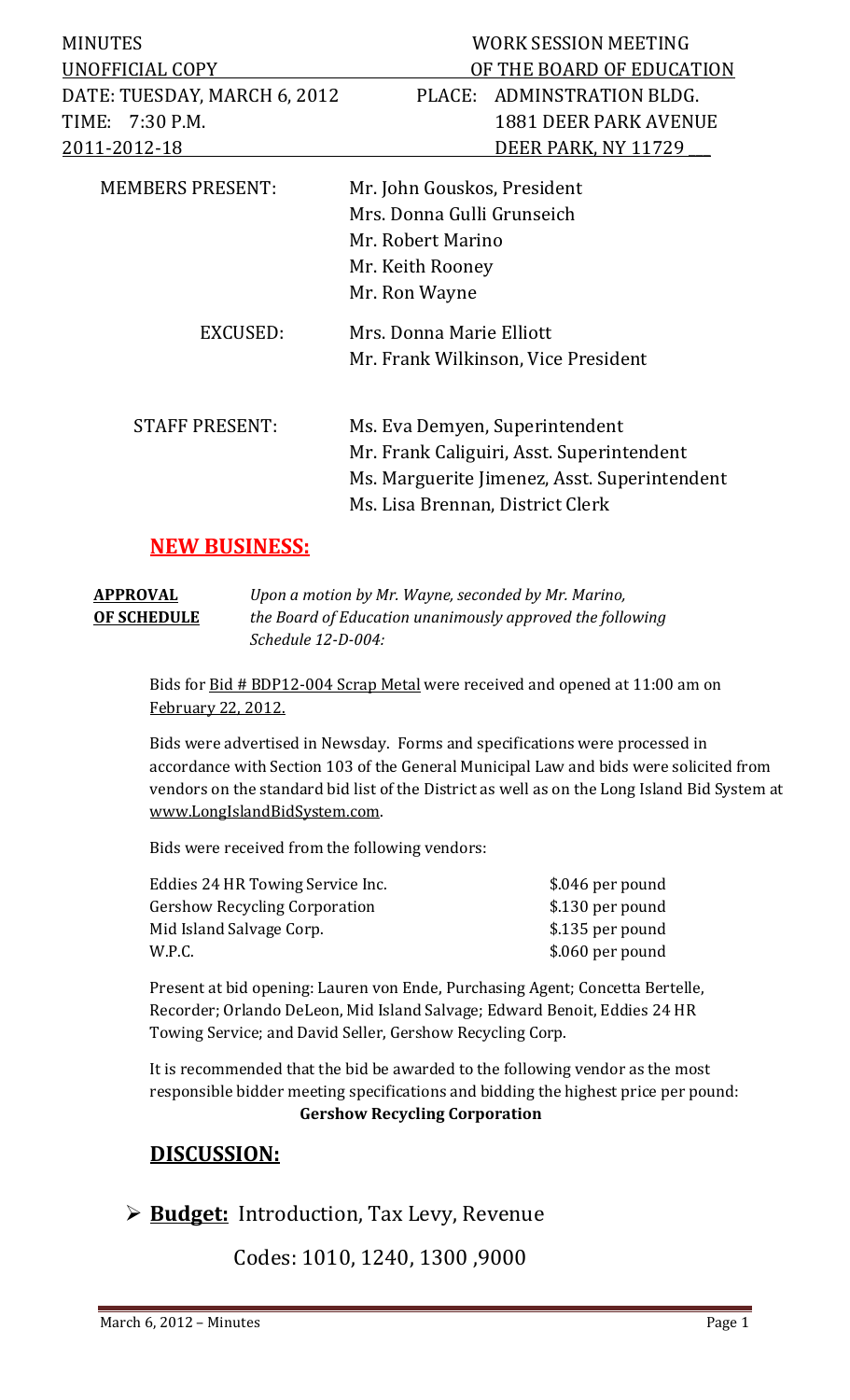MINUTES | WORK SESSION MEETING
UNOFFICIAL COPY | OF THE BOARD OF EDUCATION
DATE: TUESDAY, MARCH 6, 2012 | PLACE: ADMINSTRATION BLDG.
TIME: 7:30 P.M. | 1881 DEER PARK AVENUE
2011-2012-18 | DEER PARK, NY 11729

| | |
|---|---|
| MEMBERS PRESENT: | Mr. John Gouskos, President<br>Mrs. Donna Gulli Grunseich<br>Mr. Robert Marino<br>Mr. Keith Rooney<br>Mr. Ron Wayne |
| EXCUSED: | Mrs. Donna Marie Elliott<br>Mr. Frank Wilkinson, Vice President |
| STAFF PRESENT: | Ms. Eva Demyen, Superintendent<br>Mr. Frank Caliguiri, Asst. Superintendent<br>Ms. Marguerite Jimenez, Asst. Superintendent<br>Ms. Lisa Brennan, District Clerk |

## NEW BUSINESS:

**APPROVAL OF SCHEDULE** *Upon a motion by Mr. Wayne, seconded by Mr. Marino, the Board of Education unanimously approved the following Schedule 12-D-004:*

Bids for Bid # BDP12-004 Scrap Metal were received and opened at 11:00 am on February 22, 2012.

Bids were advertised in Newsday. Forms and specifications were processed in accordance with Section 103 of the General Municipal Law and bids were solicited from vendors on the standard bid list of the District as well as on the Long Island Bid System at www.LongIslandBidSystem.com.

Bids were received from the following vendors:

| | |
|---|---|
| Eddies 24 HR Towing Service Inc. | $.046 per pound |
| Gershow Recycling Corporation | $.130 per pound |
| Mid Island Salvage Corp. | $.135 per pound |
| W.P.C. | $.060 per pound |

Present at bid opening: Lauren von Ende, Purchasing Agent; Concetta Bertelle, Recorder; Orlando DeLeon, Mid Island Salvage; Edward Benoit, Eddies 24 HR Towing Service; and David Seller, Gershow Recycling Corp.

It is recommended that the bid be awarded to the following vendor as the most responsible bidder meeting specifications and bidding the highest price per pound:

**Gershow Recycling Corporation**

## DISCUSSION:

- **Budget:** Introduction, Tax Levy, Revenue

  Codes: 1010, 1240, 1300 ,9000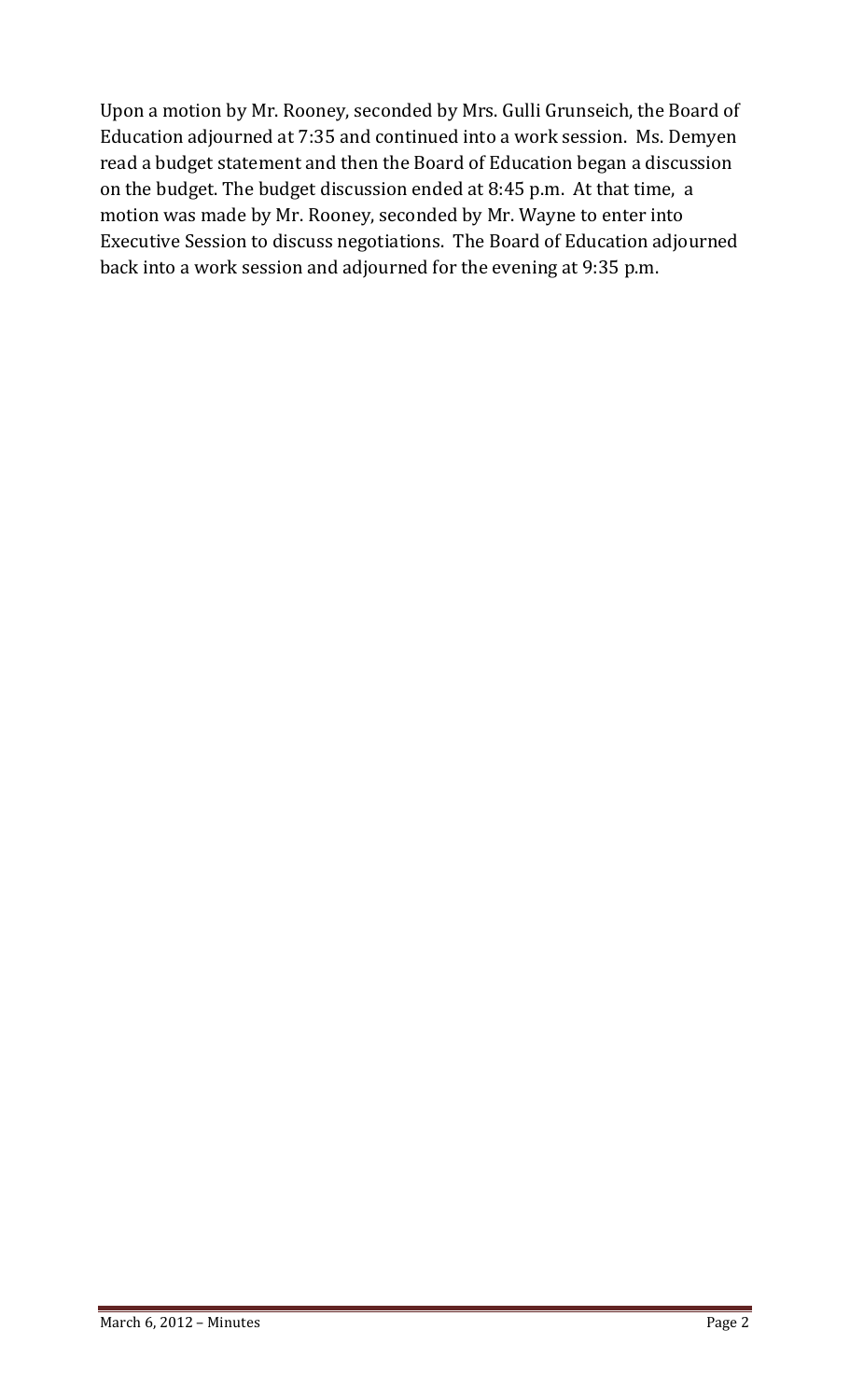Upon a motion by Mr. Rooney, seconded by Mrs. Gulli Grunseich, the Board of Education adjourned at 7:35 and continued into a work session. Ms. Demyen read a budget statement and then the Board of Education began a discussion on the budget. The budget discussion ended at 8:45 p.m. At that time, a motion was made by Mr. Rooney, seconded by Mr. Wayne to enter into Executive Session to discuss negotiations. The Board of Education adjourned back into a work session and adjourned for the evening at 9:35 p.m.